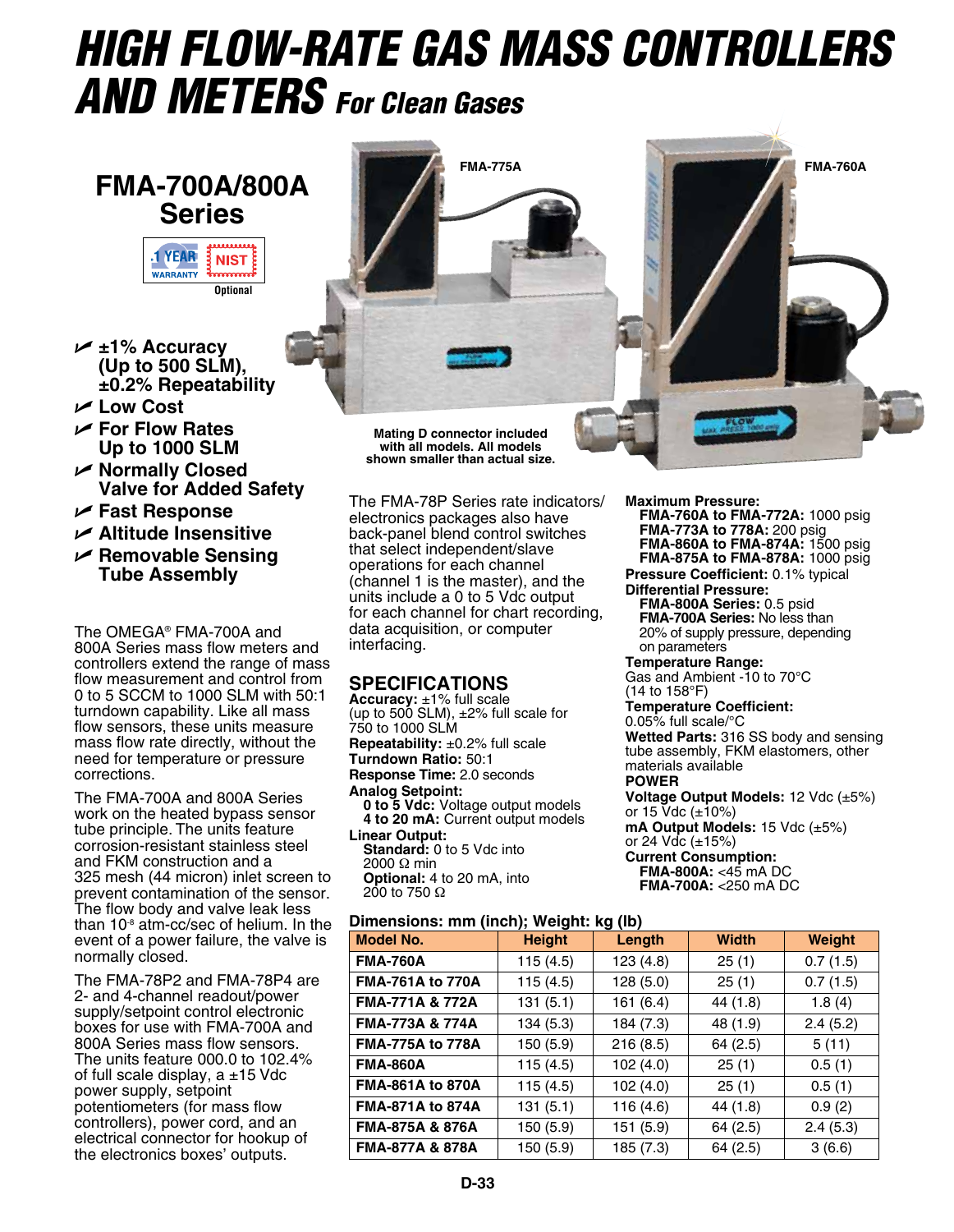# HIGH FLOW-RATE GAS MASS CONTROLLERS AND METERS *For Clean Gases*

## FMA-700A/800A Series

1 YEAR WARRANTY

NIST Optional

FMA-775A

FMA-760A

Mating D connector included with all models. All models shown smaller than actual size.

- **±1% Accuracy (Up to 500 SLM), ±0.2% Repeatability**
- **Low Cost**
- **For Flow Rates Up to 1000 SLM**
- **Normally Closed Valve for Added Safety**
- **Fast Response**
- **Altitude Insensitive**
- **Removable Sensing Tube Assembly**

The OMEGA® FMA-700A and 800A Series mass flow meters and controllers extend the range of mass flow measurement and control from 0 to 5 SCCM to 1000 SLM with 50:1 turndown capability. Like all mass flow sensors, these units measure mass flow rate directly, without the need for temperature or pressure corrections.

The FMA-700A and 800A Series work on the heated bypass sensor tube principle. The units feature corrosion-resistant stainless steel and FKM construction and a 325 mesh (44 micron) inlet screen to prevent contamination of the sensor. The flow body and valve leak less than $10^{-8}$ atm-cc/sec of helium. In the event of a power failure, the valve is normally closed.

The FMA-78P2 and FMA-78P4 are 2- and 4-channel readout/power supply/setpoint control electronic boxes for use with FMA-700A and 800A Series mass flow sensors. The units feature 000.0 to 102.4% of full scale display, a ±15 Vdc power supply, setpoint potentiometers (for mass flow controllers), power cord, and an electrical connector for hookup of the electronics boxes' outputs.

The FMA-78P Series rate indicators/ electronics packages also have back-panel blend control switches that select independent/slave operations for each channel (channel 1 is the master), and the units include a 0 to 5 Vdc output for each channel for chart recording, data acquisition, or computer interfacing.

## SPECIFICATIONS

**Accuracy:** ±1% full scale (up to 500 SLM), ±2% full scale for 750 to 1000 SLM
**Repeatability:** ±0.2% full scale
**Turndown Ratio:** 50:1
**Response Time:** 2.0 seconds
**Analog Setpoint:**
  **0 to 5 Vdc:** Voltage output models
  **4 to 20 mA:** Current output models
**Linear Output:**
  **Standard:** 0 to 5 Vdc into 2000 Ω min
  **Optional:** 4 to 20 mA, into 200 to 750 Ω
**Maximum Pressure:**
  **FMA-760A to FMA-772A:** 1000 psig
  **FMA-773A to 778A:** 200 psig
  **FMA-860A to FMA-874A:** 1500 psig
  **FMA-875A to FMA-878A:** 1000 psig
**Pressure Coefficient:** 0.1% typical
**Differential Pressure:**
  **FMA-800A Series:** 0.5 psid
  **FMA-700A Series:** No less than 20% of supply pressure, depending on parameters
**Temperature Range:** Gas and Ambient -10 to 70°C (14 to 158°F)
**Temperature Coefficient:** 0.05% full scale/°C
**Wetted Parts:** 316 SS body and sensing tube assembly, FKM elastomers, other materials available
**POWER**
**Voltage Output Models:** 12 Vdc (±5%) or 15 Vdc (±10%)
**mA Output Models:** 15 Vdc (±5%) or 24 Vdc (±15%)
**Current Consumption:**
  **FMA-800A:** <45 mA DC
  **FMA-700A:** <250 mA DC

**Dimensions: mm (inch); Weight: kg (lb)**

| Model No. | Height | Length | Width | Weight |
|---|---|---|---|---|
| **FMA-760A** | 115 (4.5) | 123 (4.8) | 25 (1) | 0.7 (1.5) |
| **FMA-761A to 770A** | 115 (4.5) | 128 (5.0) | 25 (1) | 0.7 (1.5) |
| **FMA-771A & 772A** | 131 (5.1) | 161 (6.4) | 44 (1.8) | 1.8 (4) |
| **FMA-773A & 774A** | 134 (5.3) | 184 (7.3) | 48 (1.9) | 2.4 (5.2) |
| **FMA-775A to 778A** | 150 (5.9) | 216 (8.5) | 64 (2.5) | 5 (11) |
| **FMA-860A** | 115 (4.5) | 102 (4.0) | 25 (1) | 0.5 (1) |
| **FMA-861A to 870A** | 115 (4.5) | 102 (4.0) | 25 (1) | 0.5 (1) |
| **FMA-871A to 874A** | 131 (5.1) | 116 (4.6) | 44 (1.8) | 0.9 (2) |
| **FMA-875A & 876A** | 150 (5.9) | 151 (5.9) | 64 (2.5) | 2.4 (5.3) |
| **FMA-877A & 878A** | 150 (5.9) | 185 (7.3) | 64 (2.5) | 3 (6.6) |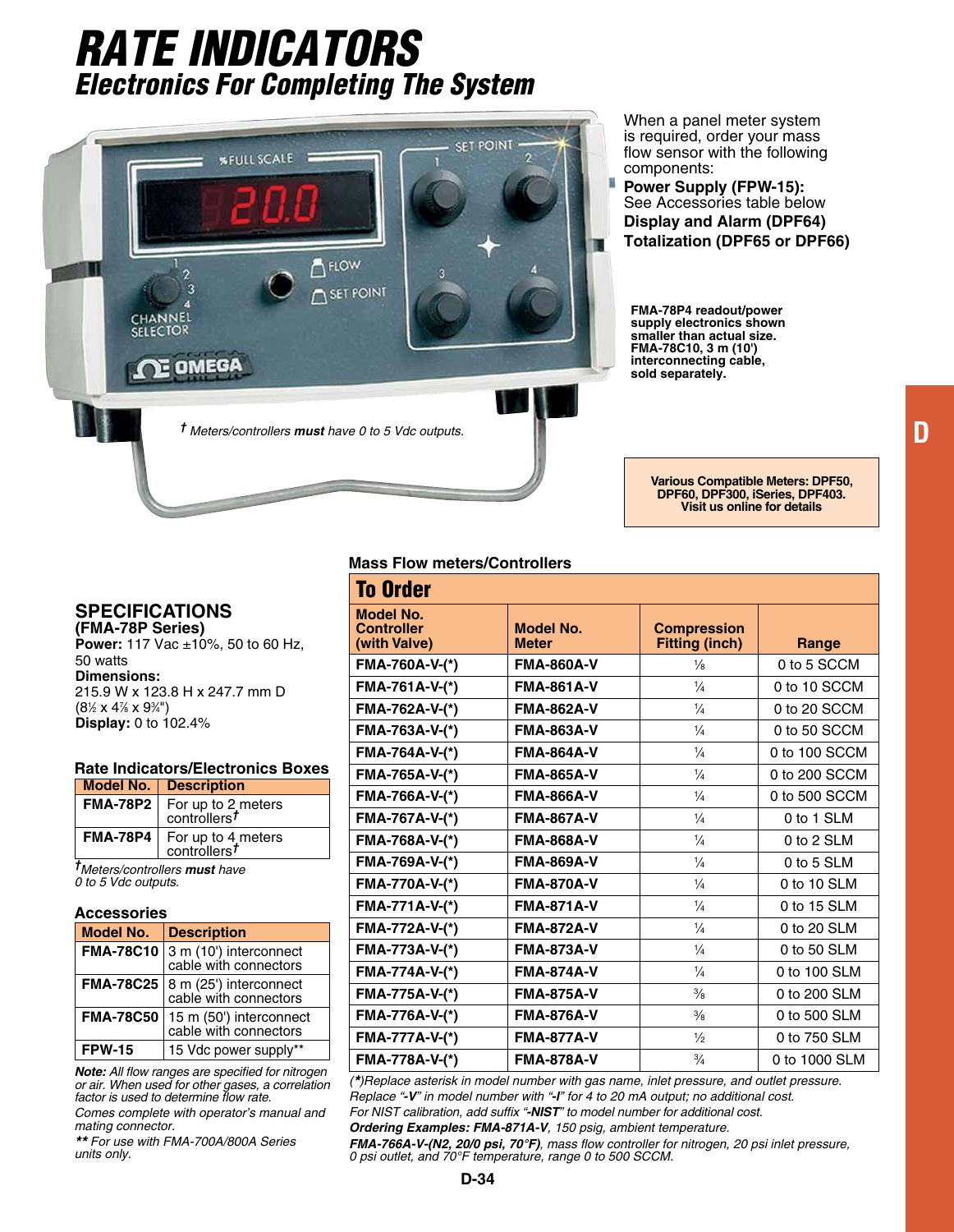# RATE INDICATORS

## *Electronics For Completing The System*

*† Meters/controllers **must** have 0 to 5 Vdc outputs.*

When a panel meter system is required, order your mass flow sensor with the following components:

**Power Supply (FPW-15):**
See Accessories table below

**Display and Alarm (DPF64)**

**Totalization (DPF65 or DPF66)**

**FMA-78P4 readout/power supply electronics shown smaller than actual size. FMA-78C10, 3 m (10') interconnecting cable, sold separately.**

**Various Compatible Meters: DPF50, DPF60, DPF300, iSeries, DPF403. Visit us online for details**

## SPECIFICATIONS

**(FMA-78P Series)**

**Power:** 117 Vac ±10%, 50 to 60 Hz, 50 watts

**Dimensions:**
215.9 W x 123.8 H x 247.7 mm D (8½ x 4⅞ x 9¾")

**Display:** 0 to 102.4%

### Rate Indicators/Electronics Boxes

| Model No. | Description |
|---|---|
| **FMA-78P2** | For up to 2 meters controllers† |
| **FMA-78P4** | For up to 4 meters controllers† |

*†Meters/controllers **must** have 0 to 5 Vdc outputs.*

### Accessories

| Model No. | Description |
|---|---|
| **FMA-78C10** | 3 m (10') interconnect cable with connectors |
| **FMA-78C25** | 8 m (25') interconnect cable with connectors |
| **FMA-78C50** | 15 m (50') interconnect cable with connectors |
| **FPW-15** | 15 Vdc power supply** |

***Note:** All flow ranges are specified for nitrogen or air. When used for other gases, a correlation factor is used to determine flow rate.*

*Comes complete with operator's manual and mating connector.*

*** For use with FMA-700A/800A Series units only.*

### Mass Flow meters/Controllers

## To Order

| Model No. Controller (with Valve) | Model No. Meter | Compression Fitting (inch) | Range |
|---|---|---|---|
| **FMA-760A-V-(*)** | **FMA-860A-V** | ⅛ | 0 to 5 SCCM |
| **FMA-761A-V-(*)** | **FMA-861A-V** | ¼ | 0 to 10 SCCM |
| **FMA-762A-V-(*)** | **FMA-862A-V** | ¼ | 0 to 20 SCCM |
| **FMA-763A-V-(*)** | **FMA-863A-V** | ¼ | 0 to 50 SCCM |
| **FMA-764A-V-(*)** | **FMA-864A-V** | ¼ | 0 to 100 SCCM |
| **FMA-765A-V-(*)** | **FMA-865A-V** | ¼ | 0 to 200 SCCM |
| **FMA-766A-V-(*)** | **FMA-866A-V** | ¼ | 0 to 500 SCCM |
| **FMA-767A-V-(*)** | **FMA-867A-V** | ¼ | 0 to 1 SLM |
| **FMA-768A-V-(*)** | **FMA-868A-V** | ¼ | 0 to 2 SLM |
| **FMA-769A-V-(*)** | **FMA-869A-V** | ¼ | 0 to 5 SLM |
| **FMA-770A-V-(*)** | **FMA-870A-V** | ¼ | 0 to 10 SLM |
| **FMA-771A-V-(*)** | **FMA-871A-V** | ¼ | 0 to 15 SLM |
| **FMA-772A-V-(*)** | **FMA-872A-V** | ¼ | 0 to 20 SLM |
| **FMA-773A-V-(*)** | **FMA-873A-V** | ¼ | 0 to 50 SLM |
| **FMA-774A-V-(*)** | **FMA-874A-V** | ¼ | 0 to 100 SLM |
| **FMA-775A-V-(*)** | **FMA-875A-V** | ⅜ | 0 to 200 SLM |
| **FMA-776A-V-(*)** | **FMA-876A-V** | ⅜ | 0 to 500 SLM |
| **FMA-777A-V-(*)** | **FMA-877A-V** | ½ | 0 to 750 SLM |
| **FMA-778A-V-(*)** | **FMA-878A-V** | ¾ | 0 to 1000 SLM |

*(**\***)Replace asterisk in model number with gas name, inlet pressure, and outlet pressure.*
*Replace "**-V**" in model number with "**-I**" for 4 to 20 mA output; no additional cost.*
*For NIST calibration, add suffix "**-NIST**" to model number for additional cost.*
***Ordering Examples: FMA-871A-V**, 150 psig, ambient temperature.*
***FMA-766A-V-(N2, 20/0 psi, 70°F)**, mass flow controller for nitrogen, 20 psi inlet pressure, 0 psi outlet, and 70°F temperature, range 0 to 500 SCCM.*